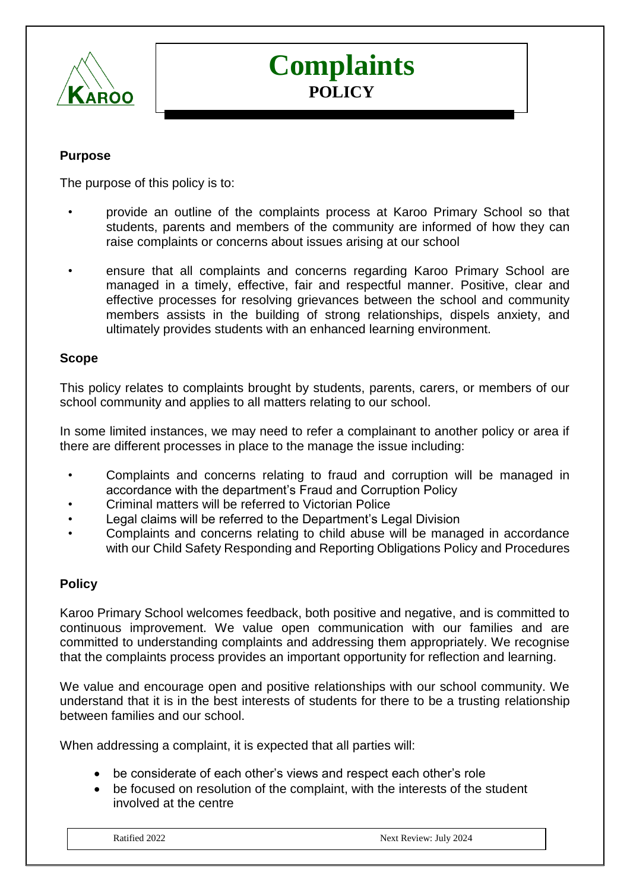# Complaints

## POLICY

### Purpose

The purpose of this policy is to:

- provide an outline of the complaints process at Karoo Primary School so that students, parents and members of the community are informed of how they can raise complaints or concerns about issues arising at our school
- ensure that all complaints and concerns regarding Karoo Primary School are managed in a timely, effective, fair and respectful manner. Positive, clear and effective processes for resolving grievances between the school and community members assists in the building of strong relationships, dispels anxiety, and ultimately provides students with an enhanced learning environment.

### Scope

This policy relates to complaints brought by students, parents, carers, or members of our school community and applies to all matters relating to our school.

In some limited instances, we may need to refer a complainant to another policy or area if there are different processes in place to the manage the issue including:

- Complaints and concerns relating to fraud and corruption will be managed in accordance with the department's Fraud and Corruption Policy
- Criminal matters will be referred to Victorian Police
- Legal claims will be referred to the Department's Legal Division
- Complaints and concerns relating to child abuse will be managed in accordance with our Child Safety Responding and Reporting Obligations Policy and Procedures

### Policy

Karoo Primary School welcomes feedback, both positive and negative, and is committed to continuous improvement. We value open communication with our families and are committed to understanding complaints and addressing them appropriately. We recognise that the complaints process provides an important opportunity for reflection and learning.

We value and encourage open and positive relationships with our school community. We understand that it is in the best interests of students for there to be a trusting relationship between families and our school.

When addressing a complaint, it is expected that all parties will:

- be considerate of each other's views and respect each other's role
- be focused on resolution of the complaint, with the interests of the student involved at the centre

Ratified 2022 | Next Review: July 2024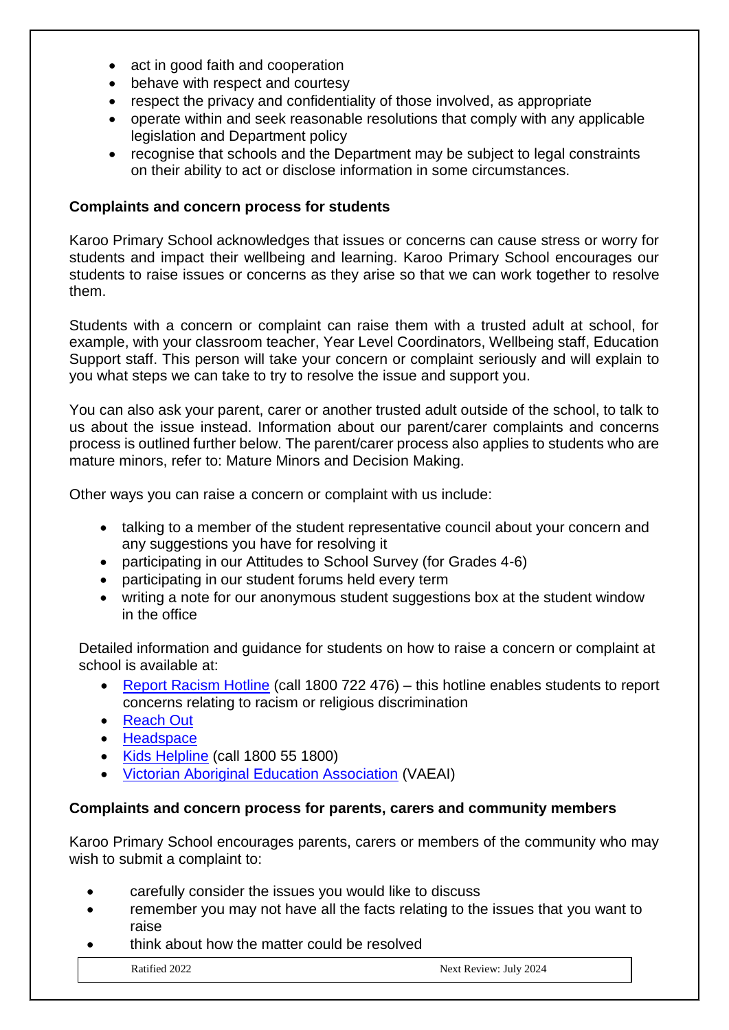- act in good faith and cooperation
- behave with respect and courtesy
- respect the privacy and confidentiality of those involved, as appropriate
- operate within and seek reasonable resolutions that comply with any applicable legislation and Department policy
- recognise that schools and the Department may be subject to legal constraints on their ability to act or disclose information in some circumstances.

**Complaints and concern process for students**

Karoo Primary School acknowledges that issues or concerns can cause stress or worry for students and impact their wellbeing and learning. Karoo Primary School encourages our students to raise issues or concerns as they arise so that we can work together to resolve them.

Students with a concern or complaint can raise them with a trusted adult at school, for example, with your classroom teacher, Year Level Coordinators, Wellbeing staff, Education Support staff. This person will take your concern or complaint seriously and will explain to you what steps we can take to try to resolve the issue and support you.

You can also ask your parent, carer or another trusted adult outside of the school, to talk to us about the issue instead. Information about our parent/carer complaints and concerns process is outlined further below. The parent/carer process also applies to students who are mature minors, refer to: Mature Minors and Decision Making.

Other ways you can raise a concern or complaint with us include:

- talking to a member of the student representative council about your concern and any suggestions you have for resolving it
- participating in our Attitudes to School Survey (for Grades 4-6)
- participating in our student forums held every term
- writing a note for our anonymous student suggestions box at the student window in the office

Detailed information and guidance for students on how to raise a concern or complaint at school is available at:

- Report Racism Hotline (call 1800 722 476) – this hotline enables students to report concerns relating to racism or religious discrimination
- Reach Out
- Headspace
- Kids Helpline (call 1800 55 1800)
- Victorian Aboriginal Education Association (VAEAI)

**Complaints and concern process for parents, carers and community members**

Karoo Primary School encourages parents, carers or members of the community who may wish to submit a complaint to:

- carefully consider the issues you would like to discuss
- remember you may not have all the facts relating to the issues that you want to raise
- think about how the matter could be resolved

| Ratified 2022 | Next Review: July 2024 |
| --- | --- |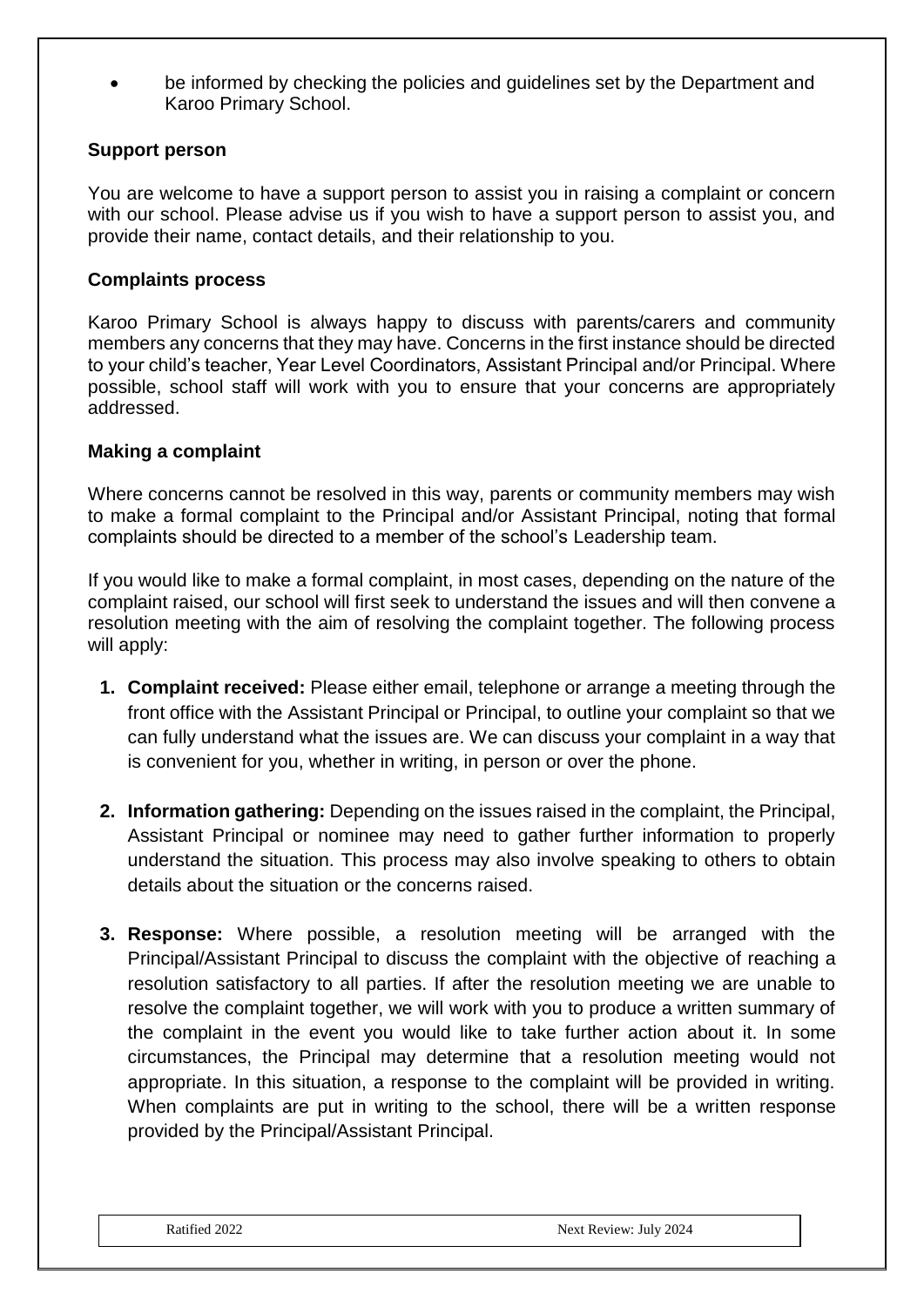- be informed by checking the policies and guidelines set by the Department and Karoo Primary School.

**Support person**

You are welcome to have a support person to assist you in raising a complaint or concern with our school. Please advise us if you wish to have a support person to assist you, and provide their name, contact details, and their relationship to you.

**Complaints process**

Karoo Primary School is always happy to discuss with parents/carers and community members any concerns that they may have. Concerns in the first instance should be directed to your child's teacher, Year Level Coordinators, Assistant Principal and/or Principal. Where possible, school staff will work with you to ensure that your concerns are appropriately addressed.

**Making a complaint**

Where concerns cannot be resolved in this way, parents or community members may wish to make a formal complaint to the Principal and/or Assistant Principal, noting that formal complaints should be directed to a member of the school's Leadership team.

If you would like to make a formal complaint, in most cases, depending on the nature of the complaint raised, our school will first seek to understand the issues and will then convene a resolution meeting with the aim of resolving the complaint together. The following process will apply:

1. **Complaint received:** Please either email, telephone or arrange a meeting through the front office with the Assistant Principal or Principal, to outline your complaint so that we can fully understand what the issues are. We can discuss your complaint in a way that is convenient for you, whether in writing, in person or over the phone.

2. **Information gathering:** Depending on the issues raised in the complaint, the Principal, Assistant Principal or nominee may need to gather further information to properly understand the situation. This process may also involve speaking to others to obtain details about the situation or the concerns raised.

3. **Response:** Where possible, a resolution meeting will be arranged with the Principal/Assistant Principal to discuss the complaint with the objective of reaching a resolution satisfactory to all parties. If after the resolution meeting we are unable to resolve the complaint together, we will work with you to produce a written summary of the complaint in the event you would like to take further action about it. In some circumstances, the Principal may determine that a resolution meeting would not appropriate. In this situation, a response to the complaint will be provided in writing. When complaints are put in writing to the school, there will be a written response provided by the Principal/Assistant Principal.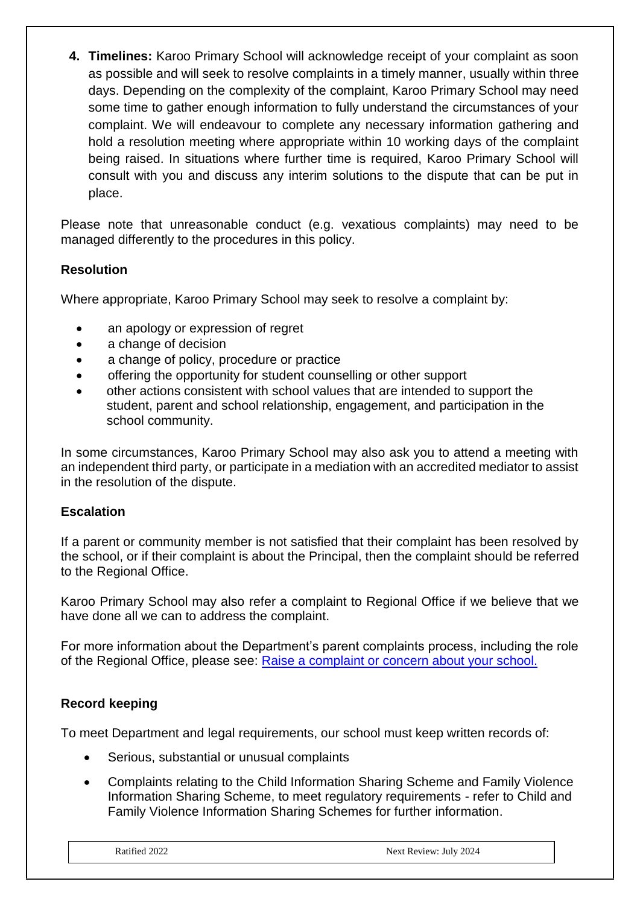4. **Timelines:** Karoo Primary School will acknowledge receipt of your complaint as soon as possible and will seek to resolve complaints in a timely manner, usually within three days. Depending on the complexity of the complaint, Karoo Primary School may need some time to gather enough information to fully understand the circumstances of your complaint. We will endeavour to complete any necessary information gathering and hold a resolution meeting where appropriate within 10 working days of the complaint being raised. In situations where further time is required, Karoo Primary School will consult with you and discuss any interim solutions to the dispute that can be put in place.

Please note that unreasonable conduct (e.g. vexatious complaints) may need to be managed differently to the procedures in this policy.

**Resolution**

Where appropriate, Karoo Primary School may seek to resolve a complaint by:

- an apology or expression of regret
- a change of decision
- a change of policy, procedure or practice
- offering the opportunity for student counselling or other support
- other actions consistent with school values that are intended to support the student, parent and school relationship, engagement, and participation in the school community.

In some circumstances, Karoo Primary School may also ask you to attend a meeting with an independent third party, or participate in a mediation with an accredited mediator to assist in the resolution of the dispute.

**Escalation**

If a parent or community member is not satisfied that their complaint has been resolved by the school, or if their complaint is about the Principal, then the complaint should be referred to the Regional Office.

Karoo Primary School may also refer a complaint to Regional Office if we believe that we have done all we can to address the complaint.

For more information about the Department's parent complaints process, including the role of the Regional Office, please see: [Raise a complaint or concern about your school.]

**Record keeping**

To meet Department and legal requirements, our school must keep written records of:

- Serious, substantial or unusual complaints
- Complaints relating to the Child Information Sharing Scheme and Family Violence Information Sharing Scheme, to meet regulatory requirements - refer to Child and Family Violence Information Sharing Schemes for further information.

| Ratified 2022 | Next Review: July 2024 |
|---|---|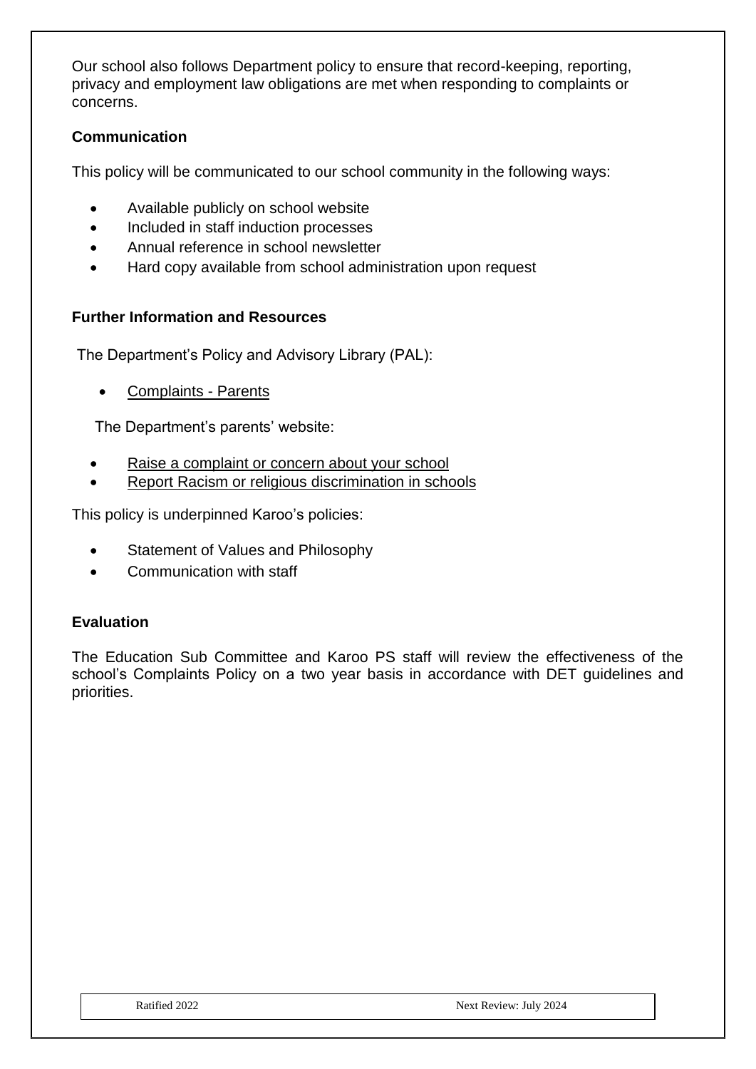Our school also follows Department policy to ensure that record-keeping, reporting, privacy and employment law obligations are met when responding to complaints or concerns.

## Communication

This policy will be communicated to our school community in the following ways:

- Available publicly on school website
- Included in staff induction processes
- Annual reference in school newsletter
- Hard copy available from school administration upon request

## Further Information and Resources

The Department's Policy and Advisory Library (PAL):

- Complaints - Parents

The Department's parents' website:

- Raise a complaint or concern about your school
- Report Racism or religious discrimination in schools

This policy is underpinned Karoo's policies:

- Statement of Values and Philosophy
- Communication with staff

## Evaluation

The Education Sub Committee and Karoo PS staff will review the effectiveness of the school's Complaints Policy on a two year basis in accordance with DET guidelines and priorities.

| | |
|---|---|
| Ratified 2022 | Next Review: July 2024 |